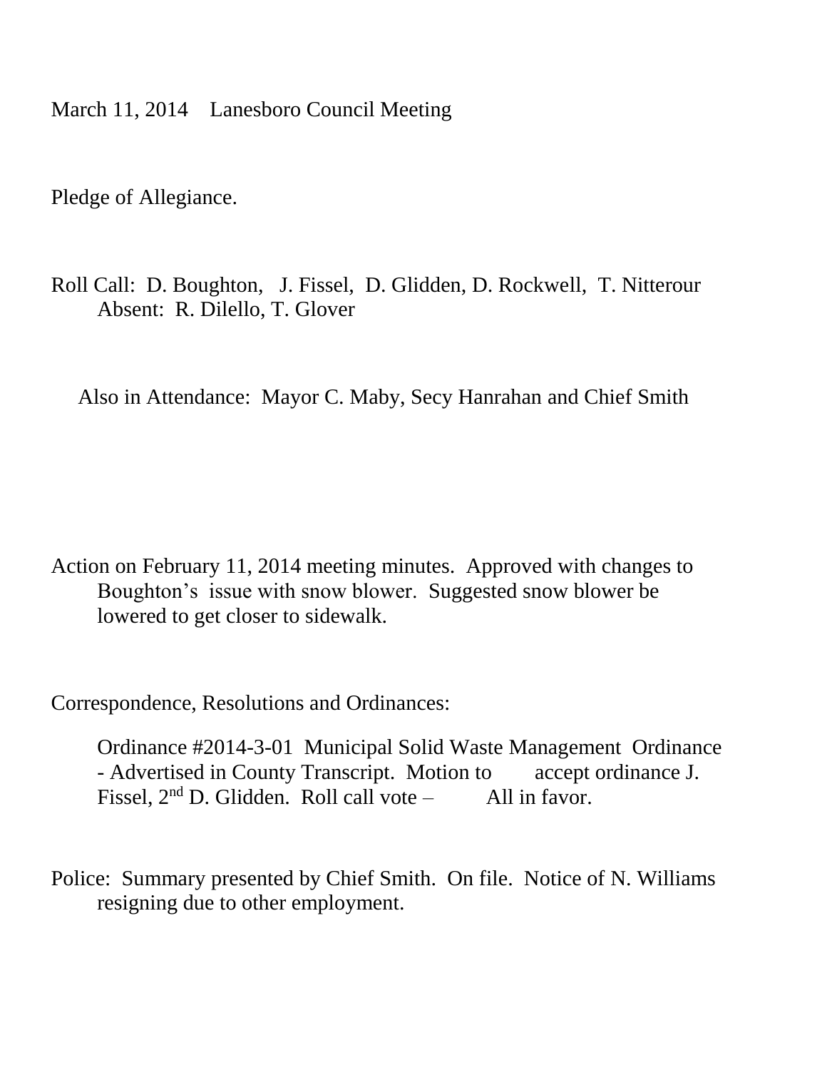March 11, 2014 Lanesboro Council Meeting

Pledge of Allegiance.

Roll Call: D. Boughton, J. Fissel, D. Glidden, D. Rockwell, T. Nitterour
Absent: R. Dilello, T. Glover

Also in Attendance: Mayor C. Maby, Secy Hanrahan and Chief Smith

Action on February 11, 2014 meeting minutes. Approved with changes to Boughton's issue with snow blower. Suggested snow blower be lowered to get closer to sidewalk.

Correspondence, Resolutions and Ordinances:

Ordinance #2014-3-01 Municipal Solid Waste Management Ordinance - Advertised in County Transcript. Motion to accept ordinance J. Fissel, 2nd D. Glidden. Roll call vote – All in favor.

Police: Summary presented by Chief Smith. On file. Notice of N. Williams resigning due to other employment.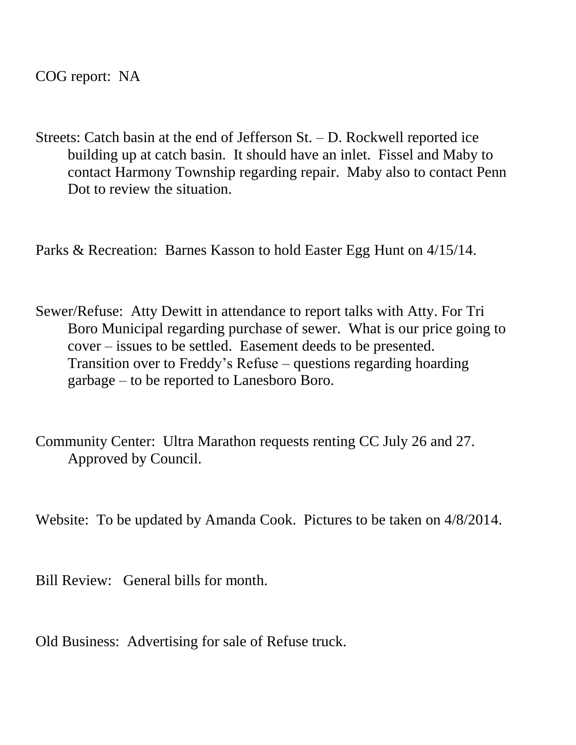COG report: NA

Streets: Catch basin at the end of Jefferson St. – D. Rockwell reported ice building up at catch basin. It should have an inlet. Fissel and Maby to contact Harmony Township regarding repair. Maby also to contact Penn Dot to review the situation.

Parks & Recreation: Barnes Kasson to hold Easter Egg Hunt on 4/15/14.

Sewer/Refuse: Atty Dewitt in attendance to report talks with Atty. For Tri Boro Municipal regarding purchase of sewer. What is our price going to cover – issues to be settled. Easement deeds to be presented. Transition over to Freddy's Refuse – questions regarding hoarding garbage – to be reported to Lanesboro Boro.

Community Center: Ultra Marathon requests renting CC July 26 and 27. Approved by Council.

Website: To be updated by Amanda Cook. Pictures to be taken on 4/8/2014.

Bill Review: General bills for month.

Old Business: Advertising for sale of Refuse truck.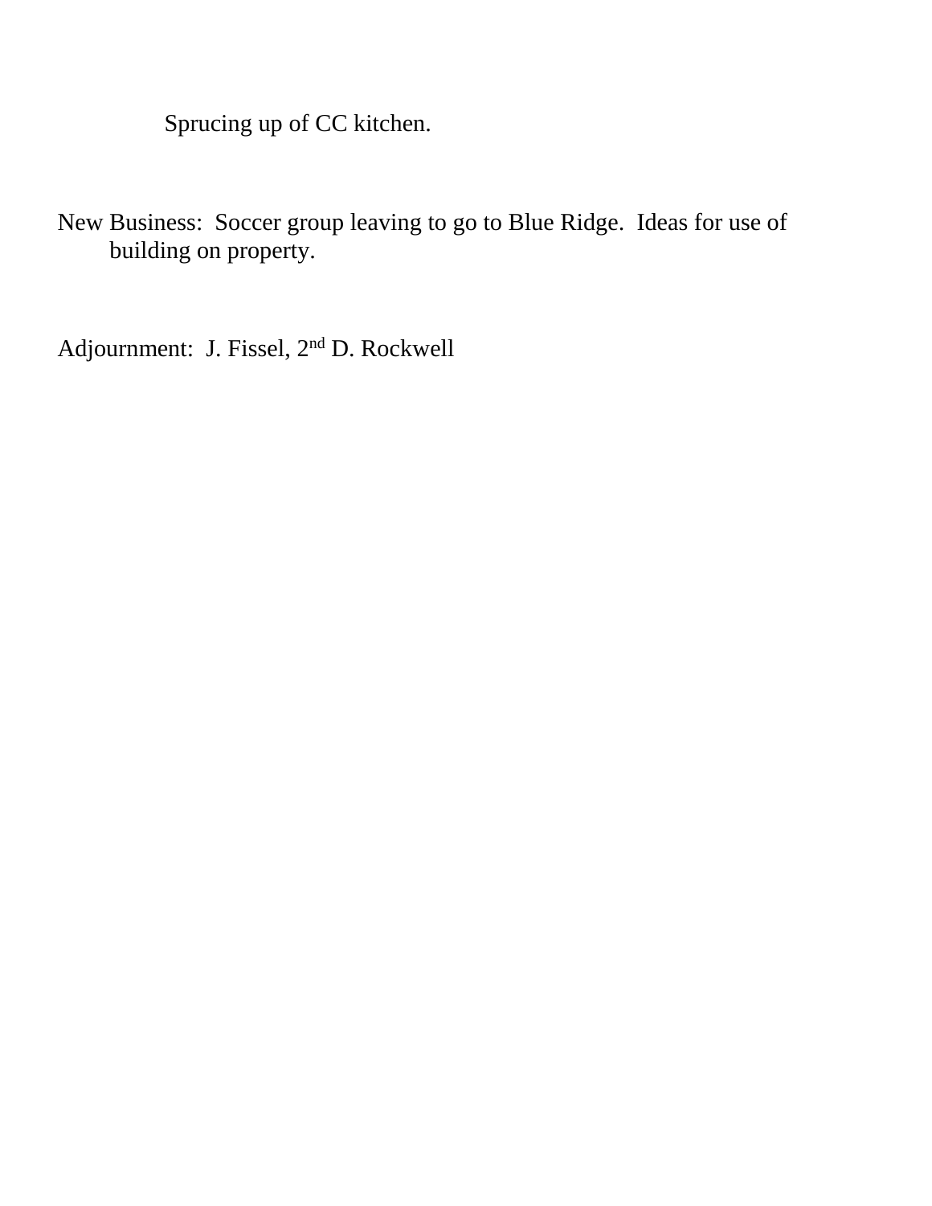Sprucing up of CC kitchen.

New Business: Soccer group leaving to go to Blue Ridge. Ideas for use of building on property.

Adjournment: J. Fissel, 2nd D. Rockwell